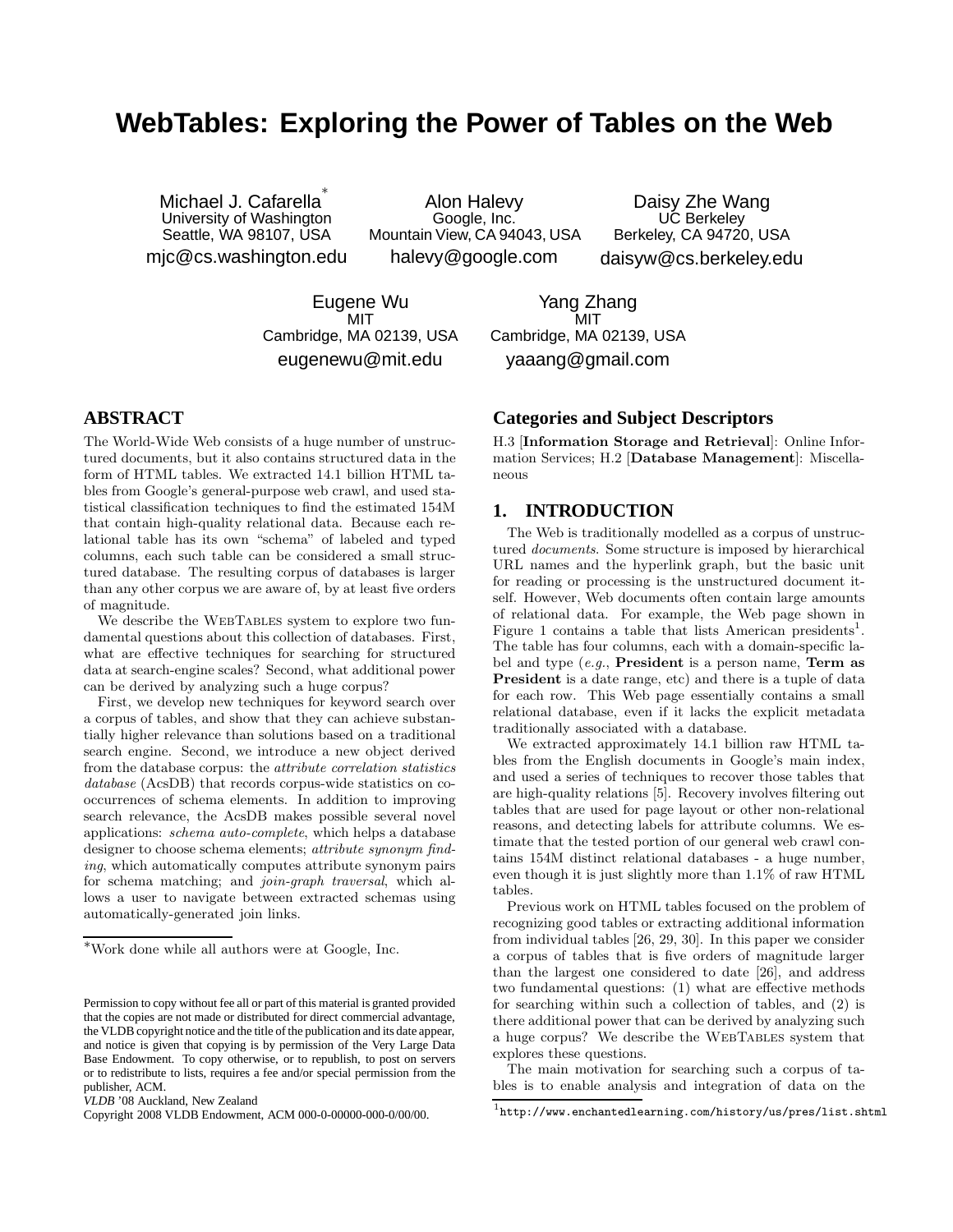# WebTables: Exploring the Power of Tables on the Web

Michael J. Cafarella*
University of Washington
Seattle, WA 98107, USA
mjc@cs.washington.edu

Alon Halevy
Google, Inc.
Mountain View, CA 94043, USA
halevy@google.com

Daisy Zhe Wang
UC Berkeley
Berkeley, CA 94720, USA
daisyw@cs.berkeley.edu

Eugene Wu
MIT
Cambridge, MA 02139, USA
eugenewu@mit.edu

Yang Zhang
MIT
Cambridge, MA 02139, USA
yaaang@gmail.com

## ABSTRACT

The World-Wide Web consists of a huge number of unstructured documents, but it also contains structured data in the form of HTML tables. We extracted 14.1 billion HTML tables from Google's general-purpose web crawl, and used statistical classification techniques to find the estimated 154M that contain high-quality relational data. Because each relational table has its own "schema" of labeled and typed columns, each such table can be considered a small structured database. The resulting corpus of databases is larger than any other corpus we are aware of, by at least five orders of magnitude.

We describe the WebTables system to explore two fundamental questions about this collection of databases. First, what are effective techniques for searching for structured data at search-engine scales? Second, what additional power can be derived by analyzing such a huge corpus?

First, we develop new techniques for keyword search over a corpus of tables, and show that they can achieve substantially higher relevance than solutions based on a traditional search engine. Second, we introduce a new object derived from the database corpus: the *attribute correlation statistics database* (AcsDB) that records corpus-wide statistics on co-occurrences of schema elements. In addition to improving search relevance, the AcsDB makes possible several novel applications: *schema auto-complete*, which helps a database designer to choose schema elements; *attribute synonym finding*, which automatically computes attribute synonym pairs for schema matching; and *join-graph traversal*, which allows a user to navigate between extracted schemas using automatically-generated join links.

*Work done while all authors were at Google, Inc.

Permission to copy without fee all or part of this material is granted provided that the copies are not made or distributed for direct commercial advantage, the VLDB copyright notice and the title of the publication and its date appear, and notice is given that copying is by permission of the Very Large Data Base Endowment. To copy otherwise, or to republish, to post on servers or to redistribute to lists, requires a fee and/or special permission from the publisher, ACM.
*VLDB* '08 Auckland, New Zealand
Copyright 2008 VLDB Endowment, ACM 000-0-00000-000-0/00/00.

## Categories and Subject Descriptors

H.3 [**Information Storage and Retrieval**]: Online Information Services; H.2 [**Database Management**]: Miscellaneous

## 1. INTRODUCTION

The Web is traditionally modelled as a corpus of unstructured *documents*. Some structure is imposed by hierarchical URL names and the hyperlink graph, but the basic unit for reading or processing is the unstructured document itself. However, Web documents often contain large amounts of relational data. For example, the Web page shown in Figure 1 contains a table that lists American presidents[1]. The table has four columns, each with a domain-specific label and type (*e.g.*, **President** is a person name, **Term as President** is a date range, etc) and there is a tuple of data for each row. This Web page essentially contains a small relational database, even if it lacks the explicit metadata traditionally associated with a database.

We extracted approximately 14.1 billion raw HTML tables from the English documents in Google's main index, and used a series of techniques to recover those tables that are high-quality relations [5]. Recovery involves filtering out tables that are used for page layout or other non-relational reasons, and detecting labels for attribute columns. We estimate that the tested portion of our general web crawl contains 154M distinct relational databases - a huge number, even though it is just slightly more than 1.1% of raw HTML tables.

Previous work on HTML tables focused on the problem of recognizing good tables or extracting additional information from individual tables [26, 29, 30]. In this paper we consider a corpus of tables that is five orders of magnitude larger than the largest one considered to date [26], and address two fundamental questions: (1) what are effective methods for searching within such a collection of tables, and (2) is there additional power that can be derived by analyzing such a huge corpus? We describe the WebTables system that explores these questions.

The main motivation for searching such a corpus of tables is to enable analysis and integration of data on the

[1] `http://www.enchantedlearning.com/history/us/pres/list.shtml`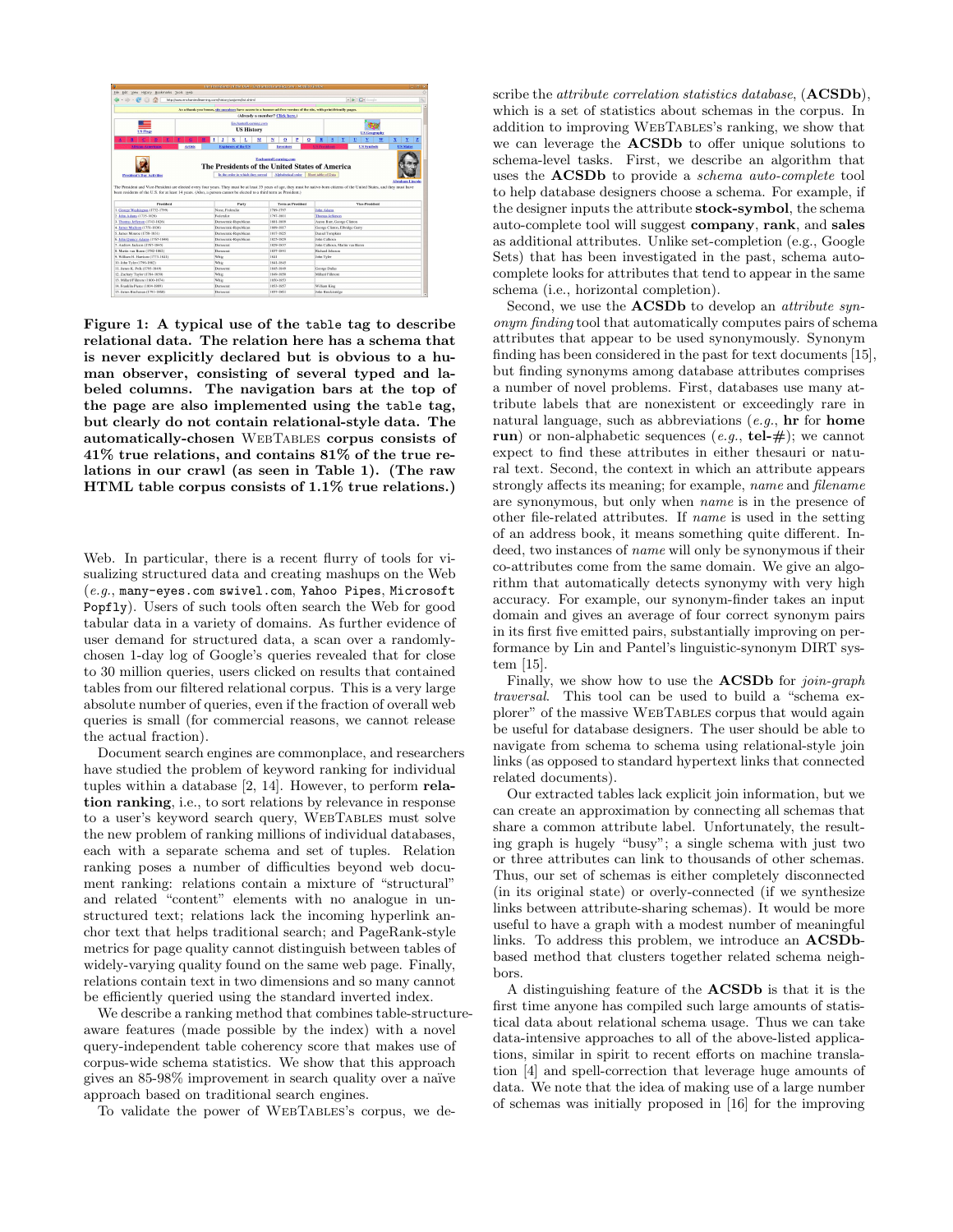**Figure 1: A typical use of the table tag to describe relational data. The relation here has a schema that is never explicitly declared but is obvious to a human observer, consisting of several typed and labeled columns. The navigation bars at the top of the page are also implemented using the table tag, but clearly do not contain relational-style data. The automatically-chosen WebTables corpus consists of 41% true relations, and contains 81% of the true relations in our crawl (as seen in Table 1). (The raw HTML table corpus consists of 1.1% true relations.)**

Web. In particular, there is a recent flurry of tools for visualizing structured data and creating mashups on the Web (*e.g.*, many-eyes.com swivel.com, Yahoo Pipes, Microsoft Popfly). Users of such tools often search the Web for good tabular data in a variety of domains. As further evidence of user demand for structured data, a scan over a randomly-chosen 1-day log of Google's queries revealed that for close to 30 million queries, users clicked on results that contained tables from our filtered relational corpus. This is a very large absolute number of queries, even if the fraction of overall web queries is small (for commercial reasons, we cannot release the actual fraction).

Document search engines are commonplace, and researchers have studied the problem of keyword ranking for individual tuples within a database [2, 14]. However, to perform **relation ranking**, i.e., to sort relations by relevance in response to a user's keyword search query, WebTables must solve the new problem of ranking millions of individual databases, each with a separate schema and set of tuples. Relation ranking poses a number of difficulties beyond web document ranking: relations contain a mixture of "structural" and related "content" elements with no analogue in unstructured text; relations lack the incoming hyperlink anchor text that helps traditional search; and PageRank-style metrics for page quality cannot distinguish between tables of widely-varying quality found on the same web page. Finally, relations contain text in two dimensions and so many cannot be efficiently queried using the standard inverted index.

We describe a ranking method that combines table-structure-aware features (made possible by the index) with a novel query-independent table coherency score that makes use of corpus-wide schema statistics. We show that this approach gives an 85-98% improvement in search quality over a naïve approach based on traditional search engines.

To validate the power of WebTables's corpus, we describe the *attribute correlation statistics database*, (**ACSDb**), which is a set of statistics about schemas in the corpus. In addition to improving WebTables's ranking, we show that we can leverage the **ACSDb** to offer unique solutions to schema-level tasks. First, we describe an algorithm that uses the **ACSDb** to provide a *schema auto-complete* tool to help database designers choose a schema. For example, if the designer inputs the attribute **stock-symbol**, the schema auto-complete tool will suggest **company**, **rank**, and **sales** as additional attributes. Unlike set-completion (e.g., Google Sets) that has been investigated in the past, schema auto-complete looks for attributes that tend to appear in the same schema (i.e., horizontal completion).

Second, we use the **ACSDb** to develop an *attribute synonym finding* tool that automatically computes pairs of schema attributes that appear to be used synonymously. Synonym finding has been considered in the past for text documents [15], but finding synonyms among database attributes comprises a number of novel problems. First, databases use many attribute labels that are nonexistent or exceedingly rare in natural language, such as abbreviations (*e.g.*, **hr** for **home run**) or non-alphabetic sequences (*e.g.*, **tel-#**); we cannot expect to find these attributes in either thesauri or natural text. Second, the context in which an attribute appears strongly affects its meaning; for example, *name* and *filename* are synonymous, but only when *name* is in the presence of other file-related attributes. If *name* is used in the setting of an address book, it means something quite different. Indeed, two instances of *name* will only be synonymous if their co-attributes come from the same domain. We give an algorithm that automatically detects synonymy with very high accuracy. For example, our synonym-finder takes an input domain and gives an average of four correct synonym pairs in its first five emitted pairs, substantially improving on performance by Lin and Pantel's linguistic-synonym DIRT system [15].

Finally, we show how to use the **ACSDb** for *join-graph traversal*. This tool can be used to build a "schema explorer" of the massive WebTables corpus that would again be useful for database designers. The user should be able to navigate from schema to schema using relational-style join links (as opposed to standard hypertext links that connected related documents).

Our extracted tables lack explicit join information, but we can create an approximation by connecting all schemas that share a common attribute label. Unfortunately, the resulting graph is hugely "busy"; a single schema with just two or three attributes can link to thousands of other schemas. Thus, our set of schemas is either completely disconnected (in its original state) or overly-connected (if we synthesize links between attribute-sharing schemas). It would be more useful to have a graph with a modest number of meaningful links. To address this problem, we introduce an **ACSDb**-based method that clusters together related schema neighbors.

A distinguishing feature of the **ACSDb** is that it is the first time anyone has compiled such large amounts of statistical data about relational schema usage. Thus we can take data-intensive approaches to all of the above-listed applications, similar in spirit to recent efforts on machine translation [4] and spell-correction that leverage huge amounts of data. We note that the idea of making use of a large number of schemas was initially proposed in [16] for the improving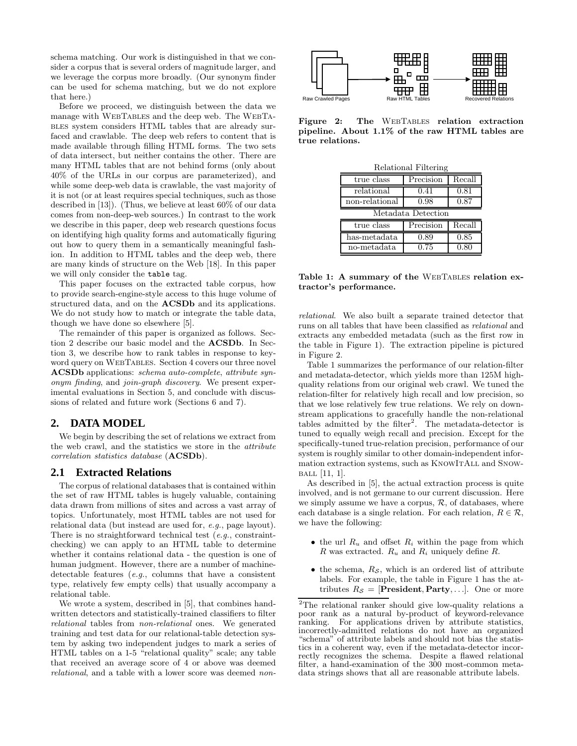schema matching. Our work is distinguished in that we consider a corpus that is several orders of magnitude larger, and we leverage the corpus more broadly. (Our synonym finder can be used for schema matching, but we do not explore that here.)

Before we proceed, we distinguish between the data we manage with WebTables and the deep web. The WebTables system considers HTML tables that are already surfaced and crawlable. The deep web refers to content that is made available through filling HTML forms. The two sets of data intersect, but neither contains the other. There are many HTML tables that are not behind forms (only about 40% of the URLs in our corpus are parameterized), and while some deep-web data is crawlable, the vast majority of it is not (or at least requires special techniques, such as those described in [13]). (Thus, we believe at least 60% of our data comes from non-deep-web sources.) In contrast to the work we describe in this paper, deep web research questions focus on identifying high quality forms and automatically figuring out how to query them in a semantically meaningful fashion. In addition to HTML tables and the deep web, there are many kinds of structure on the Web [18]. In this paper we will only consider the `table` tag.

This paper focuses on the extracted table corpus, how to provide search-engine-style access to this huge volume of structured data, and on the **ACSDb** and its applications. We do not study how to match or integrate the table data, though we have done so elsewhere [5].

The remainder of this paper is organized as follows. Section 2 describe our basic model and the **ACSDb**. In Section 3, we describe how to rank tables in response to keyword query on WebTables. Section 4 covers our three novel **ACSDb** applications: *schema auto-complete*, *attribute synonym finding*, and *join-graph discovery*. We present experimental evaluations in Section 5, and conclude with discussions of related and future work (Sections 6 and 7).

## 2. DATA MODEL

We begin by describing the set of relations we extract from the web crawl, and the statistics we store in the *attribute correlation statistics database* (**ACSDb**).

### 2.1 Extracted Relations

The corpus of relational databases that is contained within the set of raw HTML tables is hugely valuable, containing data drawn from millions of sites and across a vast array of topics. Unfortunately, most HTML tables are not used for relational data (but instead are used for, *e.g.*, page layout). There is no straightforward technical test (*e.g.*, constraint-checking) we can apply to an HTML table to determine whether it contains relational data - the question is one of human judgment. However, there are a number of machine-detectable features (*e.g.*, columns that have a consistent type, relatively few empty cells) that usually accompany a relational table.

We wrote a system, described in [5], that combines hand-written detectors and statistically-trained classifiers to filter *relational* tables from *non-relational* ones. We generated training and test data for our relational-table detection system by asking two independent judges to mark a series of HTML tables on a 1-5 "relational quality" scale; any table that received an average score of 4 or above was deemed *relational*, and a table with a lower score was deemed *non-relational*. We also built a separate trained detector that runs on all tables that have been classified as *relational* and extracts any embedded metadata (such as the first row in the table in Figure 1). The extraction pipeline is pictured in Figure 2.

Raw Crawled Pages → Raw HTML Tables → Recovered Relations

**Figure 2: The WebTables relation extraction pipeline. About 1.1% of the raw HTML tables are true relations.**

| Relational Filtering | | |
|---|---|---|
| true class | Precision | Recall |
| relational | 0.41 | 0.81 |
| non-relational | 0.98 | 0.87 |
| **Metadata Detection** | | |
| true class | Precision | Recall |
| has-metadata | 0.89 | 0.85 |
| no-metadata | 0.75 | 0.80 |

**Table 1: A summary of the WebTables relation extractor's performance.**

Table 1 summarizes the performance of our relation-filter and metadata-detector, which yields more than 125M high-quality relations from our original web crawl. We tuned the relation-filter for relatively high recall and low precision, so that we lose relatively few true relations. We rely on downstream applications to gracefully handle the non-relational tables admitted by the filter[2]. The metadata-detector is tuned to equally weigh recall and precision. Except for the specifically-tuned true-relation precision, performance of our system is roughly similar to other domain-independent information extraction systems, such as KnowItAll and Snowball [11, 1].

As described in [5], the actual extraction process is quite involved, and is not germane to our current discussion. Here we simply assume we have a corpus, $\mathcal{R}$, of databases, where each database is a single relation. For each relation, $R \in \mathcal{R}$, we have the following:

- the url $R_u$ and offset $R_i$ within the page from which $R$ was extracted. $R_u$ and $R_i$ uniquely define $R$.
- the schema, $R_{\mathcal{S}}$, which is an ordered list of attribute labels. For example, the table in Figure 1 has the attributes $R_{\mathcal{S}} = [\textbf{President}, \textbf{Party}, \ldots]$. One or more

[2] The relational ranker should give low-quality relations a poor rank as a natural by-product of keyword-relevance ranking. For applications driven by attribute statistics, incorrectly-admitted relations do not have an organized "schema" of attribute labels and should not bias the statistics in a coherent way, even if the metadata-detector incorrectly recognizes the schema. Despite a flawed relational filter, a hand-examination of the 300 most-common metadata strings shows that all are reasonable attribute labels.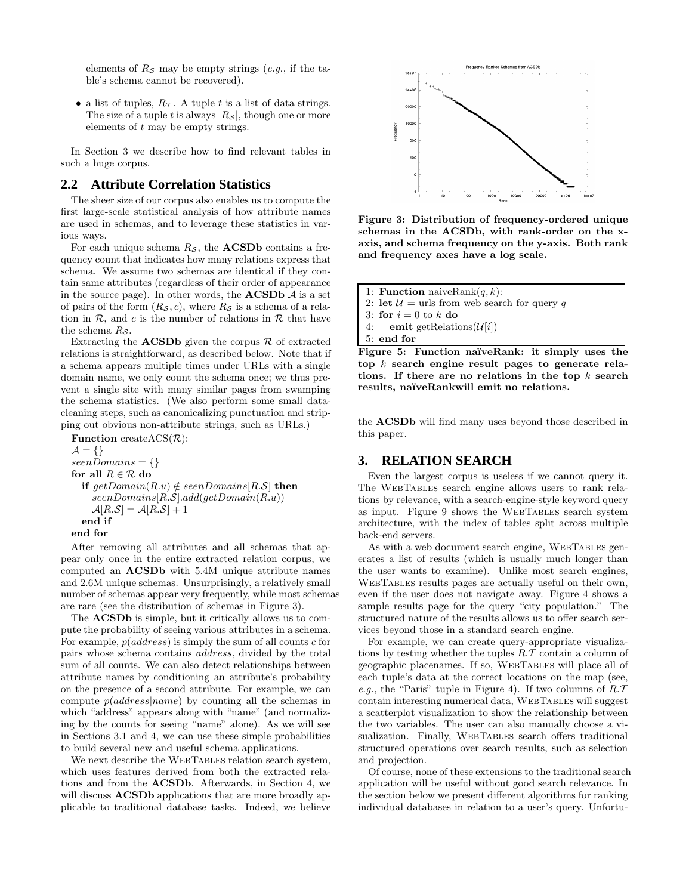elements of $R_{\mathcal{S}}$ may be empty strings (*e.g.*, if the table's schema cannot be recovered).

- a list of tuples, $R_{\mathcal{T}}$. A tuple $t$ is a list of data strings. The size of a tuple $t$ is always $|R_{\mathcal{S}}|$, though one or more elements of $t$ may be empty strings.

In Section 3 we describe how to find relevant tables in such a huge corpus.

## 2.2 Attribute Correlation Statistics

The sheer size of our corpus also enables us to compute the first large-scale statistical analysis of how attribute names are used in schemas, and to leverage these statistics in various ways.

For each unique schema $R_{\mathcal{S}}$, the **ACSDb** contains a frequency count that indicates how many relations express that schema. We assume two schemas are identical if they contain same attributes (regardless of their order of appearance in the source page). In other words, the **ACSDb** $\mathcal{A}$ is a set of pairs of the form $(R_{\mathcal{S}}, c)$, where $R_{\mathcal{S}}$ is a schema of a relation in $\mathcal{R}$, and $c$ is the number of relations in $\mathcal{R}$ that have the schema $R_{\mathcal{S}}$.

Extracting the **ACSDb** given the corpus $\mathcal{R}$ of extracted relations is straightforward, as described below. Note that if a schema appears multiple times under URLs with a single domain name, we only count the schema once; we thus prevent a single site with many similar pages from swamping the schema statistics. (We also perform some small data-cleaning steps, such as canonicalizing punctuation and stripping out obvious non-attribute strings, such as URLs.)

```
Function createACS(R):
A = {}
seenDomains = {}
for all R ∈ R do
  if getDomain(R.u) ∉ seenDomains[R.S] then
    seenDomains[R.S].add(getDomain(R.u))
    A[R.S] = A[R.S] + 1
  end if
end for
```

After removing all attributes and all schemas that appear only once in the entire extracted relation corpus, we computed an **ACSDb** with 5.4M unique attribute names and 2.6M unique schemas. Unsurprisingly, a relatively small number of schemas appear very frequently, while most schemas are rare (see the distribution of schemas in Figure 3).

The **ACSDb** is simple, but it critically allows us to compute the probability of seeing various attributes in a schema. For example, $p(address)$ is simply the sum of all counts $c$ for pairs whose schema contains *address*, divided by the total sum of all counts. We can also detect relationships between attribute names by conditioning an attribute's probability on the presence of a second attribute. For example, we can compute $p(address|name)$ by counting all the schemas in which "address" appears along with "name" (and normalizing by the counts for seeing "name" alone). As we will see in Sections 3.1 and 4, we can use these simple probabilities to build several new and useful schema applications.

We next describe the WebTables relation search system, which uses features derived from both the extracted relations and from the **ACSDb**. Afterwards, in Section 4, we will discuss **ACSDb** applications that are more broadly applicable to traditional database tasks. Indeed, we believe the **ACSDb** will find many uses beyond those described in this paper.

**Figure 3: Distribution of frequency-ordered unique schemas in the ACSDb, with rank-order on the x-axis, and schema frequency on the y-axis. Both rank and frequency axes have a log scale.**

```
1: Function naiveRank(q, k):
2: let U = urls from web search for query q
3: for i = 0 to k do
4:    emit getRelations(U[i])
5: end for
```

**Figure 5: Function naïveRank: it simply uses the top $k$ search engine result pages to generate relations. If there are no relations in the top $k$ search results, naïveRankwill emit no relations.**

# 3. RELATION SEARCH

Even the largest corpus is useless if we cannot query it. The WebTables search engine allows users to rank relations by relevance, with a search-engine-style keyword query as input. Figure 9 shows the WebTables search system architecture, with the index of tables split across multiple back-end servers.

As with a web document search engine, WebTables generates a list of results (which is usually much longer than the user wants to examine). Unlike most search engines, WebTables results pages are actually useful on their own, even if the user does not navigate away. Figure 4 shows a sample results page for the query "city population." The structured nature of the results allows us to offer search services beyond those in a standard search engine.

For example, we can create query-appropriate visualizations by testing whether the tuples $R.\mathcal{T}$ contain a column of geographic placenames. If so, WebTables will place all of each tuple's data at the correct locations on the map (see, *e.g.*, the "Paris" tuple in Figure 4). If two columns of $R.\mathcal{T}$ contain interesting numerical data, WebTables will suggest a scatterplot visualization to show the relationship between the two variables. The user can also manually choose a visualization. Finally, WebTables search offers traditional structured operations over search results, such as selection and projection.

Of course, none of these extensions to the traditional search application will be useful without good search relevance. In the section below we present different algorithms for ranking individual databases in relation to a user's query. Unfortu-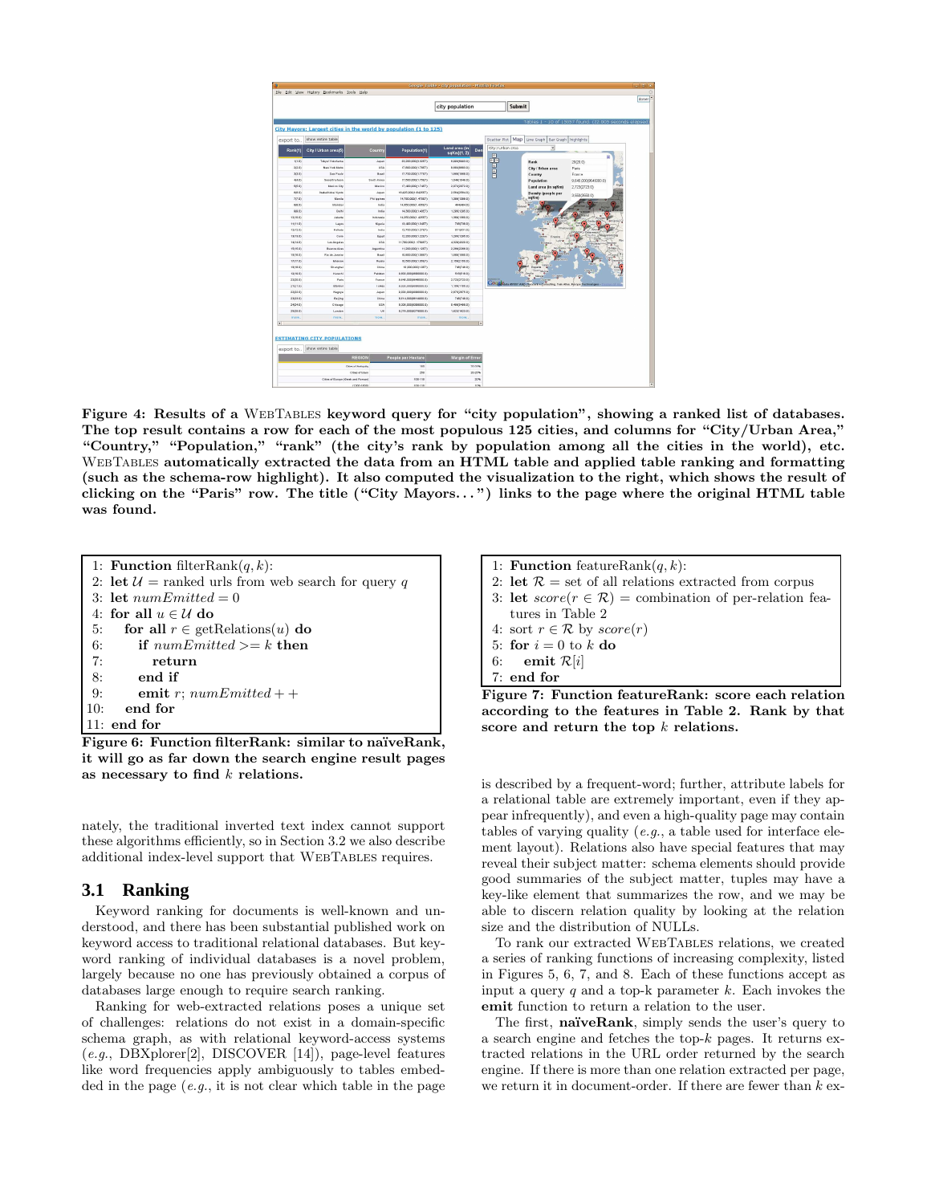**Figure 4: Results of a WebTables keyword query for "city population", showing a ranked list of databases. The top result contains a row for each of the most populous 125 cities, and columns for "City/Urban Area," "Country," "Population," "rank" (the city's rank by population among all the cities in the world), etc. WebTables automatically extracted the data from an HTML table and applied table ranking and formatting (such as the schema-row highlight). It also computed the visualization to the right, which shows the result of clicking on the "Paris" row. The title ("City Mayors...") links to the page where the original HTML table was found.**

```
 1: Function filterRank(q, k):
 2: let U = ranked urls from web search for query q
 3: let numEmitted = 0
 4: for all u ∈ U do
 5:     for all r ∈ getRelations(u) do
 6:         if numEmitted >= k then
 7:             return
 8:         end if
 9:         emit r; numEmitted++
10:     end for
11: end for
```

**Figure 6: Function filterRank: similar to naïveRank, it will go as far down the search engine result pages as necessary to find $k$ relations.**

```
1: Function featureRank(q, k):
2: let R = set of all relations extracted from corpus
3: let score(r ∈ R) = combination of per-relation features in Table 2
4: sort r ∈ R by score(r)
5: for i = 0 to k do
6:     emit R[i]
7: end for
```

**Figure 7: Function featureRank: score each relation according to the features in Table 2. Rank by that score and return the top $k$ relations.**

nately, the traditional inverted text index cannot support these algorithms efficiently, so in Section 3.2 we also describe additional index-level support that WebTables requires.

### 3.1 Ranking

Keyword ranking for documents is well-known and understood, and there has been substantial published work on keyword access to traditional relational databases. But keyword ranking of individual databases is a novel problem, largely because no one has previously obtained a corpus of databases large enough to require search ranking.

Ranking for web-extracted relations poses a unique set of challenges: relations do not exist in a domain-specific schema graph, as with relational keyword-access systems (*e.g.*, DBXplorer[2], DISCOVER [14]), page-level features like word frequencies apply ambiguously to tables embedded in the page (*e.g.*, it is not clear which table in the page is described by a frequent-word; further, attribute labels for a relational table are extremely important, even if they appear infrequently), and even a high-quality page may contain tables of varying quality (*e.g.*, a table used for interface element layout). Relations also have special features that may reveal their subject matter: schema elements should provide good summaries of the subject matter, tuples may have a key-like element that summarizes the row, and we may be able to discern relation quality by looking at the relation size and the distribution of NULLs.

To rank our extracted WebTables relations, we created a series of ranking functions of increasing complexity, listed in Figures 5, 6, 7, and 8. Each of these functions accept as input a query $q$ and a top-k parameter $k$. Each invokes the **emit** function to return a relation to the user.

The first, **naïveRank**, simply sends the user's query to a search engine and fetches the top-$k$ pages. It returns extracted relations in the URL order returned by the search engine. If there is more than one relation extracted per page, we return it in document-order. If there are fewer than $k$ ex-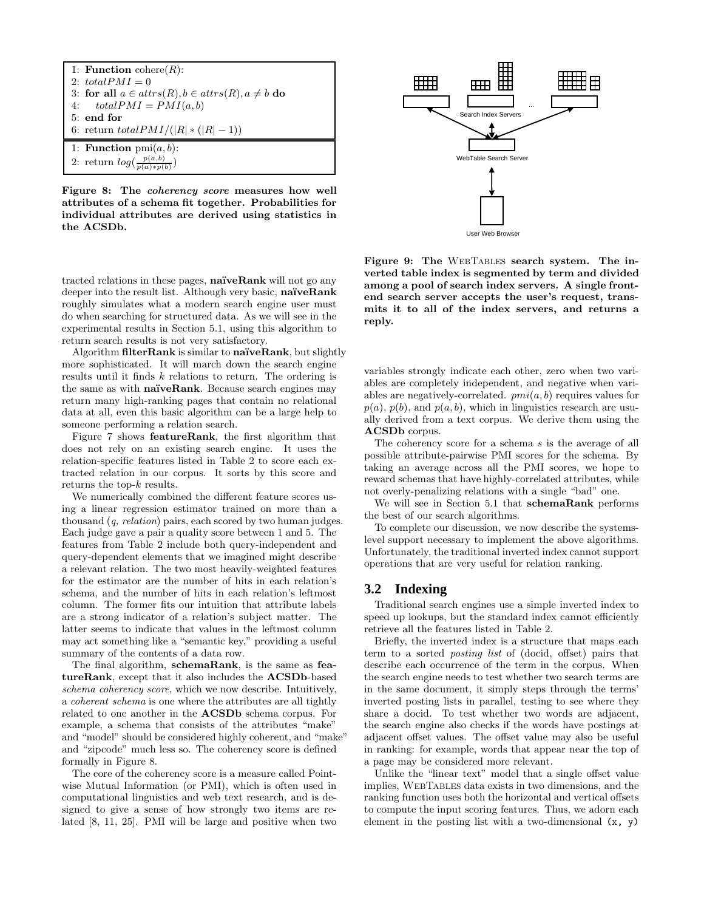```
1: Function cohere(R):
2: totalPMI = 0
3: for all a ∈ attrs(R), b ∈ attrs(R), a ≠ b do
4:     totalPMI = PMI(a, b)
5: end for
6: return totalPMI/(|R| * (|R| − 1))
```

```
1: Function pmi(a, b):
2: return log(p(a,b)/(p(a)*p(b)))
```

**Figure 8: The *coherency score* measures how well attributes of a schema fit together. Probabilities for individual attributes are derived using statistics in the ACSDb.**

tracted relations in these pages, **naïveRank** will not go any deeper into the result list. Although very basic, **naïveRank** roughly simulates what a modern search engine user must do when searching for structured data. As we will see in the experimental results in Section 5.1, using this algorithm to return search results is not very satisfactory.

Algorithm **filterRank** is similar to **naïveRank**, but slightly more sophisticated. It will march down the search engine results until it finds $k$ relations to return. The ordering is the same as with **naïveRank**. Because search engines may return many high-ranking pages that contain no relational data at all, even this basic algorithm can be a large help to someone performing a relation search.

Figure 7 shows **featureRank**, the first algorithm that does not rely on an existing search engine. It uses the relation-specific features listed in Table 2 to score each extracted relation in our corpus. It sorts by this score and returns the top-$k$ results.

We numerically combined the different feature scores using a linear regression estimator trained on more than a thousand (*q, relation*) pairs, each scored by two human judges. Each judge gave a pair a quality score between 1 and 5. The features from Table 2 include both query-independent and query-dependent elements that we imagined might describe a relevant relation. The two most heavily-weighted features for the estimator are the number of hits in each relation's schema, and the number of hits in each relation's leftmost column. The former fits our intuition that attribute labels are a strong indicator of a relation's subject matter. The latter seems to indicate that values in the leftmost column may act something like a "semantic key," providing a useful summary of the contents of a data row.

The final algorithm, **schemaRank**, is the same as **featureRank**, except that it also includes the **ACSDb**-based *schema coherency score*, which we now describe. Intuitively, a *coherent schema* is one where the attributes are all tightly related to one another in the **ACSDb** schema corpus. For example, a schema that consists of the attributes "make" and "model" should be considered highly coherent, and "make" and "zipcode" much less so. The coherency score is defined formally in Figure 8.

The core of the coherency score is a measure called Pointwise Mutual Information (or PMI), which is often used in computational linguistics and web text research, and is designed to give a sense of how strongly two items are related [8, 11, 25]. PMI will be large and positive when two variables strongly indicate each other, zero when two variables are completely independent, and negative when variables are negatively-correlated. $pmi(a, b)$ requires values for $p(a)$, $p(b)$, and $p(a, b)$, which in linguistics research are usually derived from a text corpus. We derive them using the **ACSDb** corpus.

**Figure 9: The WebTables search system. The inverted table index is segmented by term and divided among a pool of search index servers. A single front-end search server accepts the user's request, transmits it to all of the index servers, and returns a reply.**

The coherency score for a schema $s$ is the average of all possible attribute-pairwise PMI scores for the schema. By taking an average across all the PMI scores, we hope to reward schemas that have highly-correlated attributes, while not overly-penalizing relations with a single "bad" one.

We will see in Section 5.1 that **schemaRank** performs the best of our search algorithms.

To complete our discussion, we now describe the systems-level support necessary to implement the above algorithms. Unfortunately, the traditional inverted index cannot support operations that are very useful for relation ranking.

## 3.2 Indexing

Traditional search engines use a simple inverted index to speed up lookups, but the standard index cannot efficiently retrieve all the features listed in Table 2.

Briefly, the inverted index is a structure that maps each term to a sorted *posting list* of (docid, offset) pairs that describe each occurrence of the term in the corpus. When the search engine needs to test whether two search terms are in the same document, it simply steps through the terms' inverted posting lists in parallel, testing to see where they share a docid. To test whether two words are adjacent, the search engine also checks if the words have postings at adjacent offset values. The offset value may also be useful in ranking: for example, words that appear near the top of a page may be considered more relevant.

Unlike the "linear text" model that a single offset value implies, WebTables data exists in two dimensions, and the ranking function uses both the horizontal and vertical offsets to compute the input scoring features. Thus, we adorn each element in the posting list with a two-dimensional `(x, y)`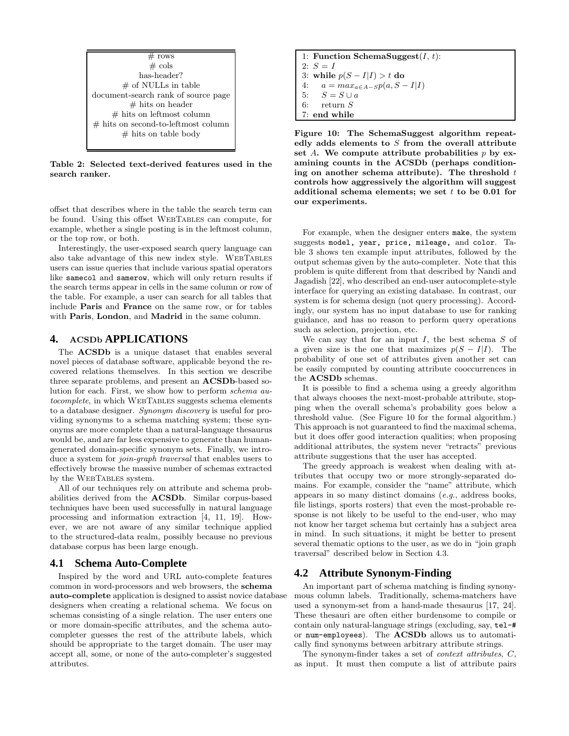| |
|---|
| # rows |
| # cols |
| has-header? |
| # of NULLs in table |
| document-search rank of source page |
| # hits on header |
| # hits on leftmost column |
| # hits on second-to-leftmost column |
| # hits on table body |

**Table 2: Selected text-derived features used in the search ranker.**

offset that describes where in the table the search term can be found. Using this offset WebTables can compute, for example, whether a single posting is in the leftmost column, or the top row, or both.

Interestingly, the user-exposed search query language can also take advantage of this new index style. WebTables users can issue queries that include various spatial operators like `samecol` and `samerow`, which will only return results if the search terms appear in cells in the same column or row of the table. For example, a user can search for all tables that include **Paris** and **France** on the same row, or for tables with **Paris**, **London**, and **Madrid** in the same column.

## 4. ACSDb APPLICATIONS

The **ACSDb** is a unique dataset that enables several novel pieces of database software, applicable beyond the recovered relations themselves. In this section we describe three separate problems, and present an **ACSDb**-based solution for each. First, we show how to perform *schema autocomplete*, in which WebTables suggests schema elements to a database designer. *Synonym discovery* is useful for providing synonyms to a schema matching system; these synonyms are more complete than a natural-language thesaurus would be, and are far less expensive to generate than human-generated domain-specific synonym sets. Finally, we introduce a system for *join-graph traversal* that enables users to effectively browse the massive number of schemas extracted by the WebTables system.

All of our techniques rely on attribute and schema probabilities derived from the **ACSDb**. Similar corpus-based techniques have been used successfully in natural language processing and information extraction [4, 11, 19]. However, we are not aware of any similar technique applied to the structured-data realm, possibly because no previous database corpus has been large enough.

### 4.1 Schema Auto-Complete

Inspired by the word and URL auto-complete features common in word-processors and web browsers, the **schema auto-complete** application is designed to assist novice database designers when creating a relational schema. We focus on schemas consisting of a single relation. The user enters one or more domain-specific attributes, and the schema auto-completer guesses the rest of the attribute labels, which should be appropriate to the target domain. The user may accept all, some, or none of the auto-completer's suggested attributes.

```
1: Function SchemaSuggest(I, t):
2: S = I
3: while p(S − I|I) > t do
4:     a = max_{a∈A−S} p(a, S − I|I)
5:     S = S ∪ a
6:     return S
7: end while
```

**Figure 10: The SchemaSuggest algorithm repeatedly adds elements to $S$ from the overall attribute set $A$. We compute attribute probabilities $p$ by examining counts in the ACSDb (perhaps conditioning on another schema attribute). The threshold $t$ controls how aggressively the algorithm will suggest additional schema elements; we set $t$ to be 0.01 for our experiments.**

For example, when the designer enters `make`, the system suggests `model, year, price, mileage,` and `color`. Table 3 shows ten example input attributes, followed by the output schemas given by the auto-completer. Note that this problem is quite different from that described by Nandi and Jagadish [22], who described an end-user autocomplete-style interface for querying an existing database. In contrast, our system is for schema design (not query processing). Accordingly, our system has no input database to use for ranking guidance, and has no reason to perform query operations such as selection, projection, etc.

We can say that for an input $I$, the best schema $S$ of a given size is the one that maximizes $p(S - I|I)$. The probability of one set of attributes given another set can be easily computed by counting attribute cooccurrences in the **ACSDb** schemas.

It is possible to find a schema using a greedy algorithm that always chooses the next-most-probable attribute, stopping when the overall schema's probability goes below a threshold value. (See Figure 10 for the formal algorithm.) This approach is not guaranteed to find the maximal schema, but it does offer good interaction qualities; when proposing additional attributes, the system never "retracts" previous attribute suggestions that the user has accepted.

The greedy approach is weakest when dealing with attributes that occupy two or more strongly-separated domains. For example, consider the "name" attribute, which appears in so many distinct domains (*e.g.*, address books, file listings, sports rosters) that even the most-probable response is not likely to be useful to the end-user, who may not know her target schema but certainly has a subject area in mind. In such situations, it might be better to present several thematic options to the user, as we do in "join graph traversal" described below in Section 4.3.

### 4.2 Attribute Synonym-Finding

An important part of schema matching is finding synonymous column labels. Traditionally, schema-matchers have used a synonym-set from a hand-made thesaurus [17, 24]. These thesauri are often either burdensome to compile or contain only natural-language strings (excluding, say, `tel-#` or `num-employees`). The **ACSDb** allows us to automatically find synonyms between arbitrary attribute strings.

The synonym-finder takes a set of *context attributes*, $C$, as input. It must then compute a list of attribute pairs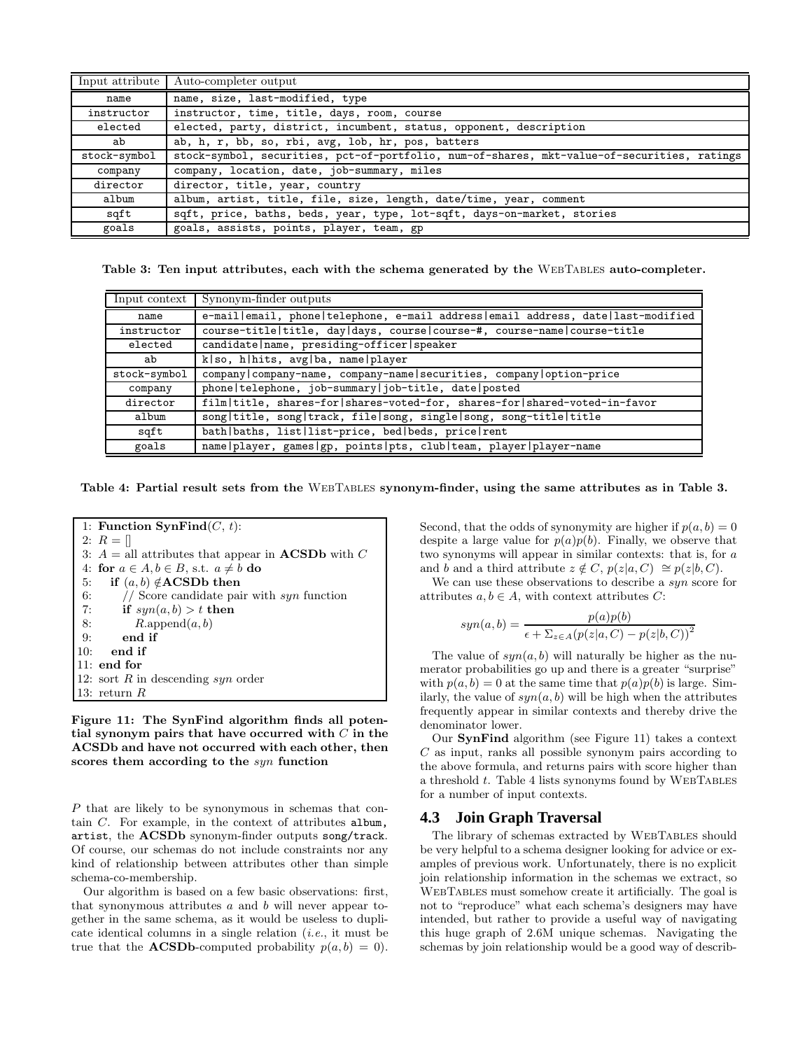| Input attribute | Auto-completer output |
|---|---|
| name | name, size, last-modified, type |
| instructor | instructor, time, title, days, room, course |
| elected | elected, party, district, incumbent, status, opponent, description |
| ab | ab, h, r, bb, so, rbi, avg, lob, hr, pos, batters |
| stock-symbol | stock-symbol, securities, pct-of-portfolio, num-of-shares, mkt-value-of-securities, ratings |
| company | company, location, date, job-summary, miles |
| director | director, title, year, country |
| album | album, artist, title, file, size, length, date/time, year, comment |
| sqft | sqft, price, baths, beds, year, type, lot-sqft, days-on-market, stories |
| goals | goals, assists, points, player, team, gp |

**Table 3: Ten input attributes, each with the schema generated by the WebTables auto-completer.**

| Input context | Synonym-finder outputs |
|---|---|
| name | e-mail\|email, phone\|telephone, e-mail address\|email address, date\|last-modified |
| instructor | course-title\|title, day\|days, course\|course-#, course-name\|course-title |
| elected | candidate\|name, presiding-officer\|speaker |
| ab | k\|so, h\|hits, avg\|ba, name\|player |
| stock-symbol | company\|company-name, company-name\|securities, company\|option-price |
| company | phone\|telephone, job-summary\|job-title, date\|posted |
| director | film\|title, shares-for\|shares-voted-for, shares-for\|shared-voted-in-favor |
| album | song\|title, song\|track, file\|song, single\|song, song-title\|title |
| sqft | bath\|baths, list\|list-price, bed\|beds, price\|rent |
| goals | name\|player, games\|gp, points\|pts, club\|team, player\|player-name |

**Table 4: Partial result sets from the WebTables synonym-finder, using the same attributes as in Table 3.**

```
1: Function SynFind(C, t):
2: R = []
3: A = all attributes that appear in ACSDb with C
4: for a ∈ A, b ∈ B, s.t. a ≠ b do
5:    if (a, b) ∉ACSDb then
6:       // Score candidate pair with syn function
7:       if syn(a, b) > t then
8:          R.append(a, b)
9:       end if
10:   end if
11: end for
12: sort R in descending syn order
13: return R
```

**Figure 11: The SynFind algorithm finds all potential synonym pairs that have occurred with $C$ in the ACSDb and have not occurred with each other, then scores them according to the $syn$ function**

$P$ that are likely to be synonymous in schemas that contain $C$. For example, in the context of attributes album, artist, the **ACSDb** synonym-finder outputs song/track. Of course, our schemas do not include constraints nor any kind of relationship between attributes other than simple schema-co-membership.

Our algorithm is based on a few basic observations: first, that synonymous attributes $a$ and $b$ will never appear together in the same schema, as it would be useless to duplicate identical columns in a single relation (*i.e.*, it must be true that the **ACSDb**-computed probability $p(a, b) = 0$). Second, that the odds of synonymity are higher if $p(a, b) = 0$ despite a large value for $p(a)p(b)$. Finally, we observe that two synonyms will appear in similar contexts: that is, for $a$ and $b$ and a third attribute $z \notin C$, $p(z|a, C) \cong p(z|b, C)$.

We can use these observations to describe a *syn* score for attributes $a, b \in A$, with context attributes $C$:

$$syn(a, b) = \frac{p(a)p(b)}{\epsilon + \Sigma_{z \in A}(p(z|a, C) - p(z|b, C))^2}$$

The value of $syn(a, b)$ will naturally be higher as the numerator probabilities go up and there is a greater "surprise" with $p(a, b) = 0$ at the same time that $p(a)p(b)$ is large. Similarly, the value of $syn(a, b)$ will be high when the attributes frequently appear in similar contexts and thereby drive the denominator lower.

Our **SynFind** algorithm (see Figure 11) takes a context $C$ as input, ranks all possible synonym pairs according to the above formula, and returns pairs with score higher than a threshold $t$. Table 4 lists synonyms found by WebTables for a number of input contexts.

### 4.3 Join Graph Traversal

The library of schemas extracted by WebTables should be very helpful to a schema designer looking for advice or examples of previous work. Unfortunately, there is no explicit join relationship information in the schemas we extract, so WebTables must somehow create it artificially. The goal is not to "reproduce" what each schema's designers may have intended, but rather to provide a useful way of navigating this huge graph of 2.6M unique schemas. Navigating the schemas by join relationship would be a good way of describ-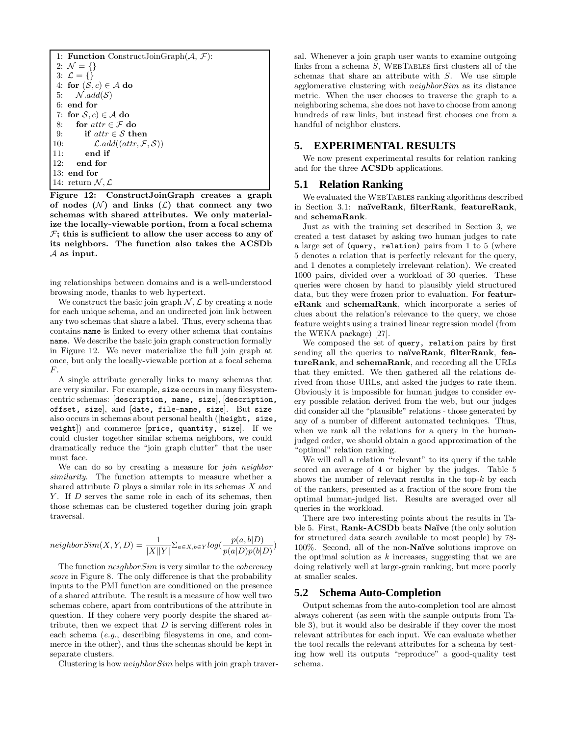```
1: Function ConstructJoinGraph(A, F):
2: N = {}
3: L = {}
4: for (S, c) ∈ A do
5:    N.add(S)
6: end for
7: for S, c) ∈ A do
8:    for attr ∈ F do
9:       if attr ∈ S then
10:         L.add((attr, F, S))
11:      end if
12:   end for
13: end for
14: return N, L
```

**Figure 12: ConstructJoinGraph creates a graph of nodes ($\mathcal{N}$) and links ($\mathcal{L}$) that connect any two schemas with shared attributes. We only materialize the locally-viewable portion, from a focal schema $\mathcal{F}$; this is sufficient to allow the user access to any of its neighbors. The function also takes the ACSDb $\mathcal{A}$ as input.**

ing relationships between domains and is a well-understood browsing mode, thanks to web hypertext.

We construct the basic join graph $\mathcal{N}, \mathcal{L}$ by creating a node for each unique schema, and an undirected join link between any two schemas that share a label. Thus, every schema that contains `name` is linked to every other schema that contains `name`. We describe the basic join graph construction formally in Figure 12. We never materialize the full join graph at once, but only the locally-viewable portion at a focal schema $F$.

A single attribute generally links to many schemas that are very similar. For example, `size` occurs in many filesystem-centric schemas: [`description, name, size`], [`description, offset, size`], and [`date, file-name, size`]. But `size` also occurs in schemas about personal health ([`height, size, weight`]) and commerce [`price, quantity, size`]. If we could cluster together similar schema neighbors, we could dramatically reduce the "join graph clutter" that the user must face.

We can do so by creating a measure for *join neighbor similarity*. The function attempts to measure whether a shared attribute $D$ plays a similar role in its schemas $X$ and $Y$. If $D$ serves the same role in each of its schemas, then those schemas can be clustered together during join graph traversal.

$$neighborSim(X, Y, D) = \frac{1}{|X||Y|}\Sigma_{a \in X, b \in Y} log(\frac{p(a, b|D)}{p(a|D)p(b|D)})$$

The function $neighborSim$ is very similar to the *coherency score* in Figure 8. The only difference is that the probability inputs to the PMI function are conditioned on the presence of a shared attribute. The result is a measure of how well two schemas cohere, apart from contributions of the attribute in question. If they cohere very poorly despite the shared attribute, then we expect that $D$ is serving different roles in each schema (*e.g.*, describing filesystems in one, and commerce in the other), and thus the schemas should be kept in separate clusters.

Clustering is how $neighborSim$ helps with join graph traversal. Whenever a join graph user wants to examine outgoing links from a schema $S$, WebTables first clusters all of the schemas that share an attribute with $S$. We use simple agglomerative clustering with $neighborSim$ as its distance metric. When the user chooses to traverse the graph to a neighboring schema, she does not have to choose from among hundreds of raw links, but instead first chooses one from a handful of neighbor clusters.

## 5. EXPERIMENTAL RESULTS

We now present experimental results for relation ranking and for the three **ACSDb** applications.

### 5.1 Relation Ranking

We evaluated the WebTables ranking algorithms described in Section 3.1: **naïveRank**, **filterRank**, **featureRank**, and **schemaRank**.

Just as with the training set described in Section 3, we created a test dataset by asking two human judges to rate a large set of (`query, relation`) pairs from 1 to 5 (where 5 denotes a relation that is perfectly relevant for the query, and 1 denotes a completely irrelevant relation). We created 1000 pairs, divided over a workload of 30 queries. These queries were chosen by hand to plausibly yield structured data, but they were frozen prior to evaluation. For **featureRank** and **schemaRank**, which incorporate a series of clues about the relation's relevance to the query, we chose feature weights using a trained linear regression model (from the WEKA package) [27].

We composed the set of `query, relation` pairs by first sending all the queries to **naïveRank**, **filterRank**, **featureRank**, and **schemaRank**, and recording all the URLs that they emitted. We then gathered all the relations derived from those URLs, and asked the judges to rate them. Obviously it is impossible for human judges to consider every possible relation derived from the web, but our judges did consider all the "plausible" relations - those generated by any of a number of different automated techniques. Thus, when we rank all the relations for a query in the human-judged order, we should obtain a good approximation of the "optimal" relation ranking.

We will call a relation "relevant" to its query if the table scored an average of 4 or higher by the judges. Table 5 shows the number of relevant results in the top-$k$ by each of the rankers, presented as a fraction of the score from the optimal human-judged list. Results are averaged over all queries in the workload.

There are two interesting points about the results in Table 5. First, **Rank-ACSDb** beats **Naïve** (the only solution for structured data search available to most people) by 78-100%. Second, all of the non-**Naïve** solutions improve on the optimal solution as $k$ increases, suggesting that we are doing relatively well at large-grain ranking, but more poorly at smaller scales.

### 5.2 Schema Auto-Completion

Output schemas from the auto-completion tool are almost always coherent (as seen with the sample outputs from Table 3), but it would also be desirable if they cover the most relevant attributes for each input. We can evaluate whether the tool recalls the relevant attributes for a schema by testing how well its outputs "reproduce" a good-quality test schema.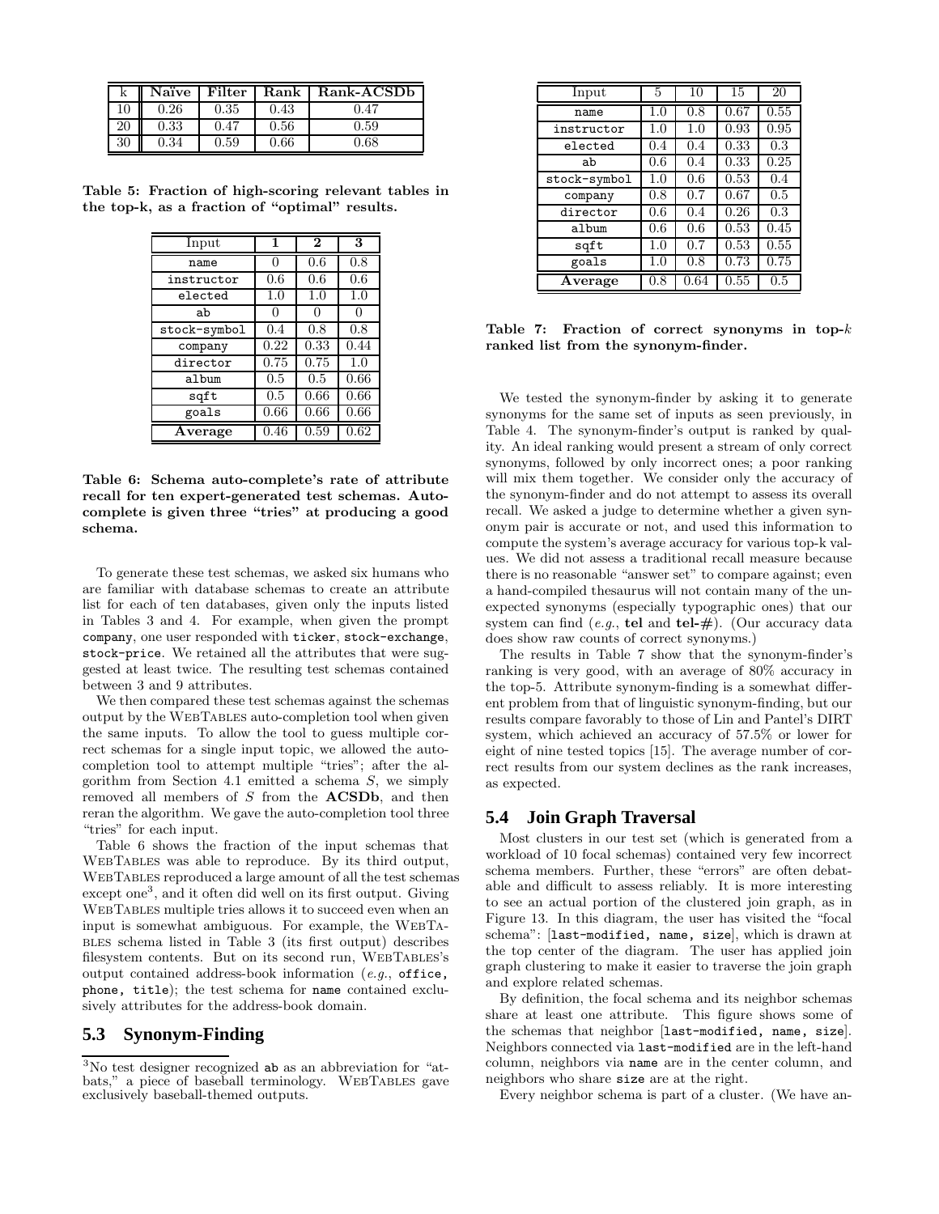| k | Naïve | Filter | Rank | Rank-ACSDb |
|---|---|---|---|---|
| 10 | 0.26 | 0.35 | 0.43 | 0.47 |
| 20 | 0.33 | 0.47 | 0.56 | 0.59 |
| 30 | 0.34 | 0.59 | 0.66 | 0.68 |

**Table 5: Fraction of high-scoring relevant tables in the top-k, as a fraction of "optimal" results.**

| Input | 1 | 2 | 3 |
|---|---|---|---|
| name | 0 | 0.6 | 0.8 |
| instructor | 0.6 | 0.6 | 0.6 |
| elected | 1.0 | 1.0 | 1.0 |
| ab | 0 | 0 | 0 |
| stock-symbol | 0.4 | 0.8 | 0.8 |
| company | 0.22 | 0.33 | 0.44 |
| director | 0.75 | 0.75 | 1.0 |
| album | 0.5 | 0.5 | 0.66 |
| sqft | 0.5 | 0.66 | 0.66 |
| goals | 0.66 | 0.66 | 0.66 |
| **Average** | 0.46 | 0.59 | 0.62 |

**Table 6: Schema auto-complete's rate of attribute recall for ten expert-generated test schemas. Auto-complete is given three "tries" at producing a good schema.**

To generate these test schemas, we asked six humans who are familiar with database schemas to create an attribute list for each of ten databases, given only the inputs listed in Tables 3 and 4. For example, when given the prompt `company`, one user responded with `ticker`, `stock-exchange`, `stock-price`. We retained all the attributes that were suggested at least twice. The resulting test schemas contained between 3 and 9 attributes.

We then compared these test schemas against the schemas output by the WebTables auto-completion tool when given the same inputs. To allow the tool to guess multiple correct schemas for a single input topic, we allowed the auto-completion tool to attempt multiple "tries"; after the algorithm from Section 4.1 emitted a schema $S$, we simply removed all members of $S$ from the **ACSDb**, and then reran the algorithm. We gave the auto-completion tool three "tries" for each input.

Table 6 shows the fraction of the input schemas that WebTables was able to reproduce. By its third output, WebTables reproduced a large amount of all the test schemas except one[3], and it often did well on its first output. Giving WebTables multiple tries allows it to succeed even when an input is somewhat ambiguous. For example, the WebTables schema listed in Table 3 (its first output) describes filesystem contents. But on its second run, WebTables's output contained address-book information (*e.g.*, `office, phone, title`); the test schema for `name` contained exclusively attributes for the address-book domain.

## 5.3 Synonym-Finding

[3] No test designer recognized `ab` as an abbreviation for "at-bats," a piece of baseball terminology. WebTables gave exclusively baseball-themed outputs.

| Input | 5 | 10 | 15 | 20 |
|---|---|---|---|---|
| name | 1.0 | 0.8 | 0.67 | 0.55 |
| instructor | 1.0 | 1.0 | 0.93 | 0.95 |
| elected | 0.4 | 0.4 | 0.33 | 0.3 |
| ab | 0.6 | 0.4 | 0.33 | 0.25 |
| stock-symbol | 1.0 | 0.6 | 0.53 | 0.4 |
| company | 0.8 | 0.7 | 0.67 | 0.5 |
| director | 0.6 | 0.4 | 0.26 | 0.3 |
| album | 0.6 | 0.6 | 0.53 | 0.45 |
| sqft | 1.0 | 0.7 | 0.53 | 0.55 |
| goals | 1.0 | 0.8 | 0.73 | 0.75 |
| **Average** | 0.8 | 0.64 | 0.55 | 0.5 |

**Table 7: Fraction of correct synonyms in top-$k$ ranked list from the synonym-finder.**

We tested the synonym-finder by asking it to generate synonyms for the same set of inputs as seen previously, in Table 4. The synonym-finder's output is ranked by quality. An ideal ranking would present a stream of only correct synonyms, followed by only incorrect ones; a poor ranking will mix them together. We consider only the accuracy of the synonym-finder and do not attempt to assess its overall recall. We asked a judge to determine whether a given synonym pair is accurate or not, and used this information to compute the system's average accuracy for various top-k values. We did not assess a traditional recall measure because there is no reasonable "answer set" to compare against; even a hand-compiled thesaurus will not contain many of the unexpected synonyms (especially typographic ones) that our system can find (*e.g.*, **tel** and **tel-#**). (Our accuracy data does show raw counts of correct synonyms.)

The results in Table 7 show that the synonym-finder's ranking is very good, with an average of 80% accuracy in the top-5. Attribute synonym-finding is a somewhat different problem from that of linguistic synonym-finding, but our results compare favorably to those of Lin and Pantel's DIRT system, which achieved an accuracy of 57.5% or lower for eight of nine tested topics [15]. The average number of correct results from our system declines as the rank increases, as expected.

## 5.4 Join Graph Traversal

Most clusters in our test set (which is generated from a workload of 10 focal schemas) contained very few incorrect schema members. Further, these "errors" are often debatable and difficult to assess reliably. It is more interesting to see an actual portion of the clustered join graph, as in Figure 13. In this diagram, the user has visited the "focal schema": [`last-modified, name, size`], which is drawn at the top center of the diagram. The user has applied join graph clustering to make it easier to traverse the join graph and explore related schemas.

By definition, the focal schema and its neighbor schemas share at least one attribute. This figure shows some of the schemas that neighbor [`last-modified, name, size`]. Neighbors connected via `last-modified` are in the left-hand column, neighbors via `name` are in the center column, and neighbors who share `size` are at the right.

Every neighbor schema is part of a cluster. (We have an-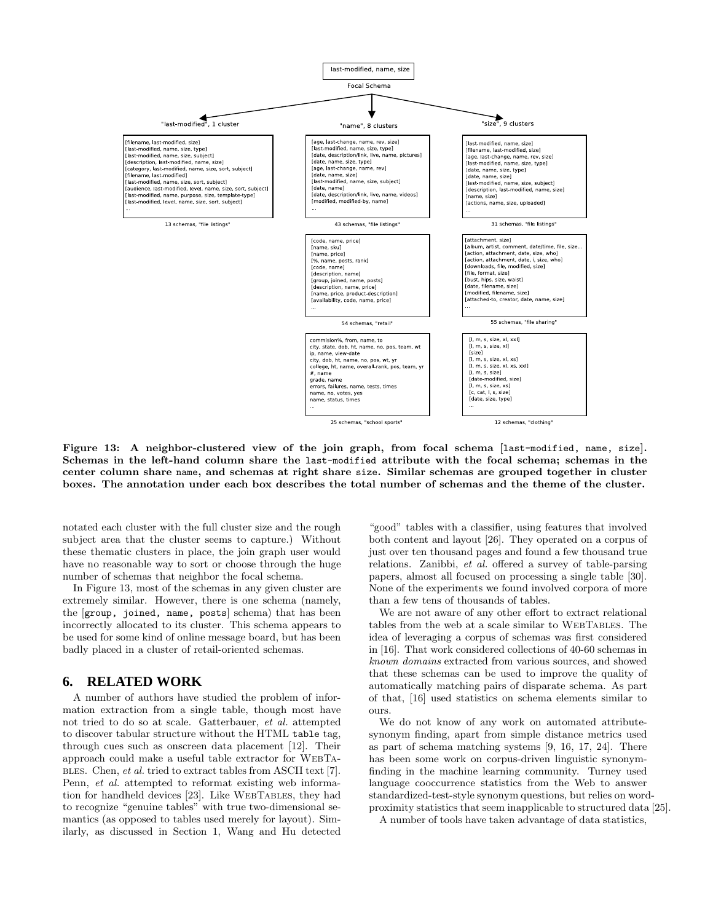last-modified, name, size

Focal Schema

"last-modified", 1 cluster

[filename, last-modified, size]
[last-modified, name, size, type]
[last-modified, name, size, subject]
[description, last-modified, name, size]
[category, last-modified, name, size, sort, subject]
[filename, last-modified]
[last-modified, name, size, sort, subject]
[audience, last-modified, level, name, size, sort, subject]
[last-modified, name, purpose, size, template-type]
[last-modified, level, name, size, sort, subject]
...

13 schemas, "file listings"

"name", 8 clusters

[age, last-change, name, rev, size]
[last-modified, name, size, type]
[date, description/link, live, name, pictures]
[date, name, size, type]
[age, last-change, name, rev]
[date, name, size]
[last-modified, name, size, subject]
[date, name]
[date, description/link, live, name, videos]
[modified, modified-by, name]
...

43 schemas, "file listings"

[code, name, price]
[name, sku]
[name, price]
[%, name, posts, rank]
[code, name]
[description, name]
[group, joined, name, posts]
[description, name, price]
[name, price, product-description]
[availability, code, name, price]
...

54 schemas, "retail"

commision%, from, name, to
city, state, dob, ht, name, no, pos, team, wt
ip, name, view-date
city, dob, ht, name, no, pos, wt, yr
college, ht, name, overall-rank, pos, team, yr
#, name
grade, name
errors, failures, name, tests, times
name, no, votes, yes
name, status, times
...

25 schemas, "school sports"

"size", 9 clusters

[last-modified, name, size]
[filename, last-modified, size]
[age, last-change, name, rev, size]
[last-modified, name, size, type]
[date, name, size, type]
[date, name, size]
[last-modified, name, size, subject]
[description, last-modified, name, size]
[name, size]
[actions, name, size, uploaded]
...

31 schemas, "file listings"

[attachment, size]
[album, artist, comment, date/time, file, size...
[action, attachment, date, size, who]
[action, attachment, date, i, size, who]
[downloads, file, modified, size]
[file, format, size]
[bust, hips, size, waist]
[date, filename, size]
[modified, filename, size]
[attached-to, creator, date, name, size]
...

55 schemas, "file sharing"

[l, m, s, size, xl, xxl]
[l, m, s, size, xl]
[size]
[l, m, s, size, xl, xs]
[l, m, s, size, xl, xs, xxl]
[l, m, s, size]
[date-modified, size]
[l, m, s, size, xs]
[c, cat, l, s, size]
[date, size, type]
...

12 schemas, "clothing"

**Figure 13: A neighbor-clustered view of the join graph, from focal schema [last-modified, name, size]. Schemas in the left-hand column share the last-modified attribute with the focal schema; schemas in the center column share name, and schemas at right share size. Similar schemas are grouped together in cluster boxes. The annotation under each box describes the total number of schemas and the theme of the cluster.**

notated each cluster with the full cluster size and the rough subject area that the cluster seems to capture.) Without these thematic clusters in place, the join graph user would have no reasonable way to sort or choose through the huge number of schemas that neighbor the focal schema.

In Figure 13, most of the schemas in any given cluster are extremely similar. However, there is one schema (namely, the [group, joined, name, posts] schema) that has been incorrectly allocated to its cluster. This schema appears to be used for some kind of online message board, but has been badly placed in a cluster of retail-oriented schemas.

## 6. RELATED WORK

A number of authors have studied the problem of information extraction from a single table, though most have not tried to do so at scale. Gatterbauer, *et al.* attempted to discover tabular structure without the HTML table tag, through cues such as onscreen data placement [12]. Their approach could make a useful table extractor for WebTables. Chen, *et al.* tried to extract tables from ASCII text [7]. Penn, *et al.* attempted to reformat existing web information for handheld devices [23]. Like WebTables, they had to recognize "genuine tables" with true two-dimensional semantics (as opposed to tables used merely for layout). Similarly, as discussed in Section 1, Wang and Hu detected "good" tables with a classifier, using features that involved both content and layout [26]. They operated on a corpus of just over ten thousand pages and found a few thousand true relations. Zanibbi, *et al.* offered a survey of table-parsing papers, almost all focused on processing a single table [30]. None of the experiments we found involved corpora of more than a few tens of thousands of tables.

We are not aware of any other effort to extract relational tables from the web at a scale similar to WebTables. The idea of leveraging a corpus of schemas was first considered in [16]. That work considered collections of 40-60 schemas in *known domains* extracted from various sources, and showed that these schemas can be used to improve the quality of automatically matching pairs of disparate schema. As part of that, [16] used statistics on schema elements similar to ours.

We do not know of any work on automated attribute-synonym finding, apart from simple distance metrics used as part of schema matching systems [9, 16, 17, 24]. There has been some work on corpus-driven linguistic synonym-finding in the machine learning community. Turney used language cooccurrence statistics from the Web to answer standardized-test-style synonym questions, but relies on word-proximity statistics that seem inapplicable to structured data [25].

A number of tools have taken advantage of data statistics,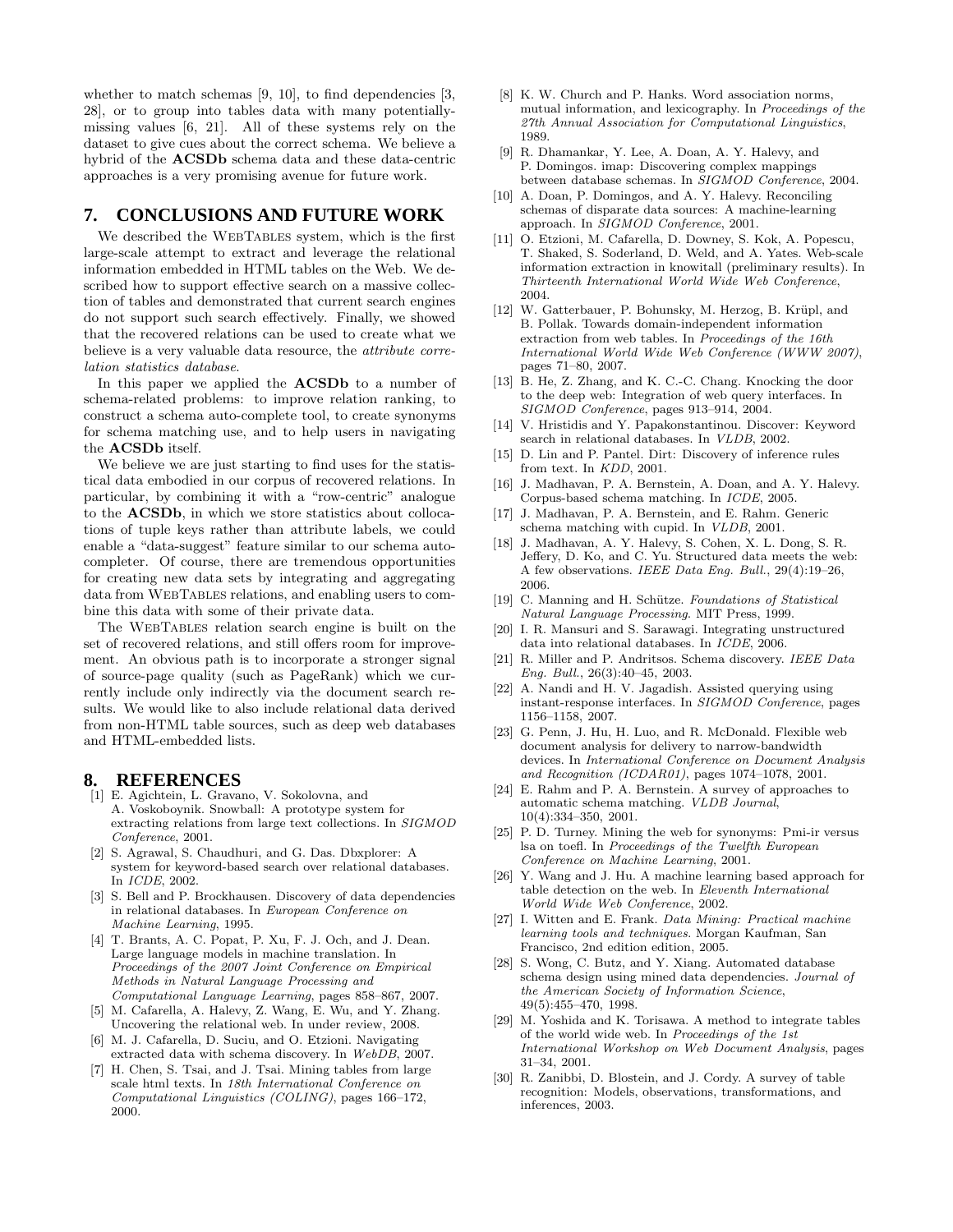whether to match schemas [9, 10], to find dependencies [3, 28], or to group into tables data with many potentially-missing values [6, 21]. All of these systems rely on the dataset to give cues about the correct schema. We believe a hybrid of the **ACSDb** schema data and these data-centric approaches is a very promising avenue for future work.

## 7. CONCLUSIONS AND FUTURE WORK

We described the WebTables system, which is the first large-scale attempt to extract and leverage the relational information embedded in HTML tables on the Web. We described how to support effective search on a massive collection of tables and demonstrated that current search engines do not support such search effectively. Finally, we showed that the recovered relations can be used to create what we believe is a very valuable data resource, the *attribute correlation statistics database*.

In this paper we applied the **ACSDb** to a number of schema-related problems: to improve relation ranking, to construct a schema auto-complete tool, to create synonyms for schema matching use, and to help users in navigating the **ACSDb** itself.

We believe we are just starting to find uses for the statistical data embodied in our corpus of recovered relations. In particular, by combining it with a "row-centric" analogue to the **ACSDb**, in which we store statistics about collocations of tuple keys rather than attribute labels, we could enable a "data-suggest" feature similar to our schema autocompleter. Of course, there are tremendous opportunities for creating new data sets by integrating and aggregating data from WebTables relations, and enabling users to combine this data with some of their private data.

The WebTables relation search engine is built on the set of recovered relations, and still offers room for improvement. An obvious path is to incorporate a stronger signal of source-page quality (such as PageRank) which we currently include only indirectly via the document search results. We would like to also include relational data derived from non-HTML table sources, such as deep web databases and HTML-embedded lists.

## 8. REFERENCES

[1] E. Agichtein, L. Gravano, V. Sokolovna, and A. Voskoboynik. Snowball: A prototype system for extracting relations from large text collections. In *SIGMOD Conference*, 2001.

[2] S. Agrawal, S. Chaudhuri, and G. Das. Dbxplorer: A system for keyword-based search over relational databases. In *ICDE*, 2002.

[3] S. Bell and P. Brockhausen. Discovery of data dependencies in relational databases. In *European Conference on Machine Learning*, 1995.

[4] T. Brants, A. C. Popat, P. Xu, F. J. Och, and J. Dean. Large language models in machine translation. In *Proceedings of the 2007 Joint Conference on Empirical Methods in Natural Language Processing and Computational Language Learning*, pages 858–867, 2007.

[5] M. Cafarella, A. Halevy, Z. Wang, E. Wu, and Y. Zhang. Uncovering the relational web. In under review, 2008.

[6] M. J. Cafarella, D. Suciu, and O. Etzioni. Navigating extracted data with schema discovery. In *WebDB*, 2007.

[7] H. Chen, S. Tsai, and J. Tsai. Mining tables from large scale html texts. In *18th International Conference on Computational Linguistics (COLING)*, pages 166–172, 2000.

[8] K. W. Church and P. Hanks. Word association norms, mutual information, and lexicography. In *Proceedings of the 27th Annual Association for Computational Linguistics*, 1989.

[9] R. Dhamankar, Y. Lee, A. Doan, A. Y. Halevy, and P. Domingos. imap: Discovering complex mappings between database schemas. In *SIGMOD Conference*, 2004.

[10] A. Doan, P. Domingos, and A. Y. Halevy. Reconciling schemas of disparate data sources: A machine-learning approach. In *SIGMOD Conference*, 2001.

[11] O. Etzioni, M. Cafarella, D. Downey, S. Kok, A. Popescu, T. Shaked, S. Soderland, D. Weld, and A. Yates. Web-scale information extraction in knowitall (preliminary results). In *Thirteenth International World Wide Web Conference*, 2004.

[12] W. Gatterbauer, P. Bohunsky, M. Herzog, B. Krüpl, and B. Pollak. Towards domain-independent information extraction from web tables. In *Proceedings of the 16th International World Wide Web Conference (WWW 2007)*, pages 71–80, 2007.

[13] B. He, Z. Zhang, and K. C.-C. Chang. Knocking the door to the deep web: Integration of web query interfaces. In *SIGMOD Conference*, pages 913–914, 2004.

[14] V. Hristidis and Y. Papakonstantinou. Discover: Keyword search in relational databases. In *VLDB*, 2002.

[15] D. Lin and P. Pantel. Dirt: Discovery of inference rules from text. In *KDD*, 2001.

[16] J. Madhavan, P. A. Bernstein, A. Doan, and A. Y. Halevy. Corpus-based schema matching. In *ICDE*, 2005.

[17] J. Madhavan, P. A. Bernstein, and E. Rahm. Generic schema matching with cupid. In *VLDB*, 2001.

[18] J. Madhavan, A. Y. Halevy, S. Cohen, X. L. Dong, S. R. Jeffery, D. Ko, and C. Yu. Structured data meets the web: A few observations. *IEEE Data Eng. Bull.*, 29(4):19–26, 2006.

[19] C. Manning and H. Schütze. *Foundations of Statistical Natural Language Processing*. MIT Press, 1999.

[20] I. R. Mansuri and S. Sarawagi. Integrating unstructured data into relational databases. In *ICDE*, 2006.

[21] R. Miller and P. Andritsos. Schema discovery. *IEEE Data Eng. Bull.*, 26(3):40–45, 2003.

[22] A. Nandi and H. V. Jagadish. Assisted querying using instant-response interfaces. In *SIGMOD Conference*, pages 1156–1158, 2007.

[23] G. Penn, J. Hu, H. Luo, and R. McDonald. Flexible web document analysis for delivery to narrow-bandwidth devices. In *International Conference on Document Analysis and Recognition (ICDAR01)*, pages 1074–1078, 2001.

[24] E. Rahm and P. A. Bernstein. A survey of approaches to automatic schema matching. *VLDB Journal*, 10(4):334–350, 2001.

[25] P. D. Turney. Mining the web for synonyms: Pmi-ir versus lsa on toefl. In *Proceedings of the Twelfth European Conference on Machine Learning*, 2001.

[26] Y. Wang and J. Hu. A machine learning based approach for table detection on the web. In *Eleventh International World Wide Web Conference*, 2002.

[27] I. Witten and E. Frank. *Data Mining: Practical machine learning tools and techniques*. Morgan Kaufman, San Francisco, 2nd edition edition, 2005.

[28] S. Wong, C. Butz, and Y. Xiang. Automated database schema design using mined data dependencies. *Journal of the American Society of Information Science*, 49(5):455–470, 1998.

[29] M. Yoshida and K. Torisawa. A method to integrate tables of the world wide web. In *Proceedings of the 1st International Workshop on Web Document Analysis*, pages 31–34, 2001.

[30] R. Zanibbi, D. Blostein, and J. Cordy. A survey of table recognition: Models, observations, transformations, and inferences, 2003.